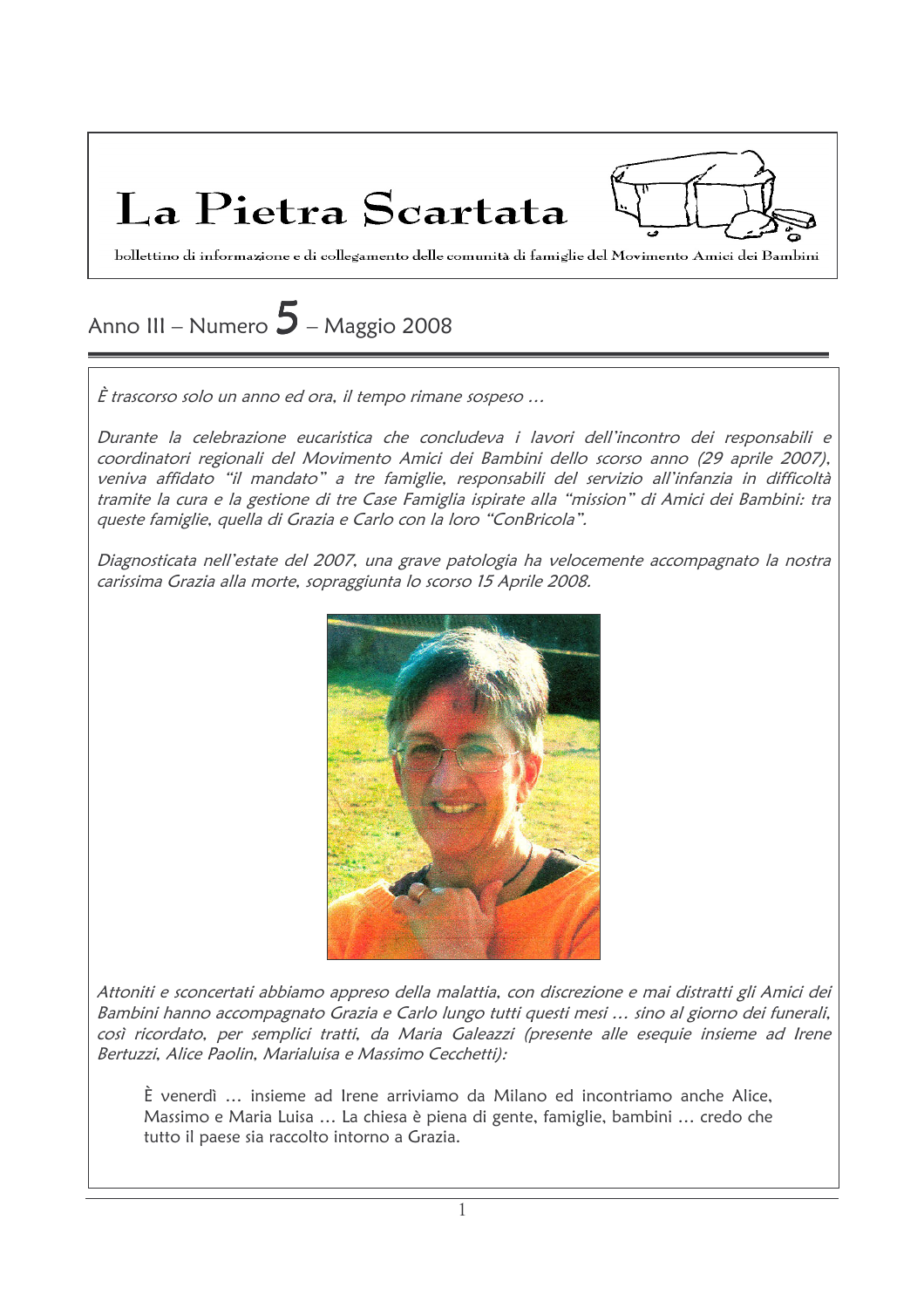# La Pietra Scartata

bollettino di informazione e di collegamento delle comunità di famiglie del Movimento Amici dei Bambini

## Anno III – Numero 5 – Maggio 2008

*È trascorso solo un anno ed ora, il tempo rimane sospeso …*

*Durante la celebrazione eucaristica che concludeva i lavori dell'incontro dei responsabili e coordinatori regionali del Movimento Amici dei Bambini dello scorso anno (29 aprile 2007), veniva affidato "il mandato" a tre famiglie, responsabili del servizio all'infanzia in difficoltà tramite la cura e la gestione di tre Case Famiglia ispirate alla "mission" di Amici dei Bambini: tra queste famiglie, quella di Grazia e Carlo con la loro "ConBricola".*

*Diagnosticata nell'estate del 2007, una grave patologia ha velocemente accompagnato la nostra carissima Grazia alla morte, sopraggiunta lo scorso 15 Aprile 2008.*

*Attoniti e sconcertati abbiamo appreso della malattia, con discrezione e mai distratti gli Amici dei Bambini hanno accompagnato Grazia e Carlo lungo tutti questi mesi … sino al giorno dei funerali, così ricordato, per semplici tratti, da Maria Galeazzi (presente alle esequie insieme ad Irene Bertuzzi, Alice Paolin, Marialuisa e Massimo Cecchetti):*

> È venerdì … insieme ad Irene arriviamo da Milano ed incontriamo anche Alice, Massimo e Maria Luisa … La chiesa è piena di gente, famiglie, bambini … credo che tutto il paese sia raccolto intorno a Grazia.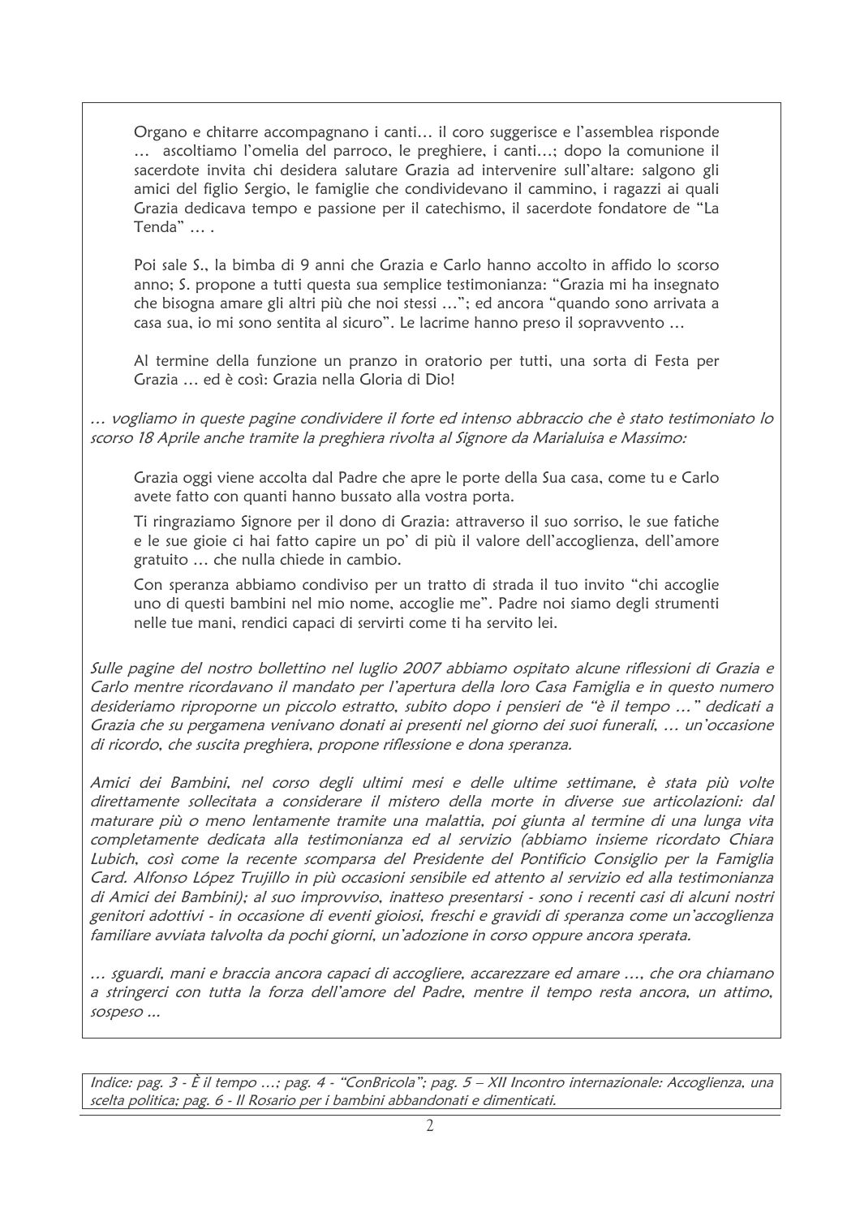Organo e chitarre accompagnano i canti… il coro suggerisce e l'assemblea risponde … ascoltiamo l'omelia del parroco, le preghiere, i canti…; dopo la comunione il sacerdote invita chi desidera salutare Grazia ad intervenire sull'altare: salgono gli amici del figlio Sergio, le famiglie che condividevano il cammino, i ragazzi ai quali Grazia dedicava tempo e passione per il catechismo, il sacerdote fondatore de "La Tenda" … .

Poi sale S., la bimba di 9 anni che Grazia e Carlo hanno accolto in affido lo scorso anno; S. propone a tutti questa sua semplice testimonianza: "Grazia mi ha insegnato che bisogna amare gli altri più che noi stessi …"; ed ancora "quando sono arrivata a casa sua, io mi sono sentita al sicuro". Le lacrime hanno preso il sopravvento …

Al termine della funzione un pranzo in oratorio per tutti, una sorta di Festa per Grazia … ed è così: Grazia nella Gloria di Dio!

*… vogliamo in queste pagine condividere il forte ed intenso abbraccio che è stato testimoniato lo scorso 18 Aprile anche tramite la preghiera rivolta al Signore da Marialuisa e Massimo:*

Grazia oggi viene accolta dal Padre che apre le porte della Sua casa, come tu e Carlo avete fatto con quanti hanno bussato alla vostra porta.

Ti ringraziamo Signore per il dono di Grazia: attraverso il suo sorriso, le sue fatiche e le sue gioie ci hai fatto capire un po' di più il valore dell'accoglienza, dell'amore gratuito … che nulla chiede in cambio.

Con speranza abbiamo condiviso per un tratto di strada il tuo invito "chi accoglie uno di questi bambini nel mio nome, accoglie me". Padre noi siamo degli strumenti nelle tue mani, rendici capaci di servirti come ti ha servito lei.

*Sulle pagine del nostro bollettino nel luglio 2007 abbiamo ospitato alcune riflessioni di Grazia e Carlo mentre ricordavano il mandato per l'apertura della loro Casa Famiglia e in questo numero desideriamo riproporne un piccolo estratto, subito dopo i pensieri de "è il tempo …" dedicati a Grazia che su pergamena venivano donati ai presenti nel giorno dei suoi funerali, … un'occasione di ricordo, che suscita preghiera, propone riflessione e dona speranza.*

*Amici dei Bambini, nel corso degli ultimi mesi e delle ultime settimane, è stata più volte direttamente sollecitata a considerare il mistero della morte in diverse sue articolazioni: dal maturare più o meno lentamente tramite una malattia, poi giunta al termine di una lunga vita completamente dedicata alla testimonianza ed al servizio (abbiamo insieme ricordato Chiara Lubich, così come la recente scomparsa del Presidente del Pontificio Consiglio per la Famiglia Card. Alfonso López Trujillo in più occasioni sensibile ed attento al servizio ed alla testimonianza di Amici dei Bambini); al suo improvviso, inatteso presentarsi - sono i recenti casi di alcuni nostri genitori adottivi - in occasione di eventi gioiosi, freschi e gravidi di speranza come un'accoglienza familiare avviata talvolta da pochi giorni, un'adozione in corso oppure ancora sperata.*

*… sguardi, mani e braccia ancora capaci di accogliere, accarezzare ed amare …, che ora chiamano a stringerci con tutta la forza dell'amore del Padre, mentre il tempo resta ancora, un attimo, sospeso ...*

*Indice: pag. 3 - È il tempo …; pag. 4 - "ConBricola"; pag. 5 – XII Incontro internazionale: Accoglienza, una scelta politica; pag. 6 - Il Rosario per i bambini abbandonati e dimenticati.*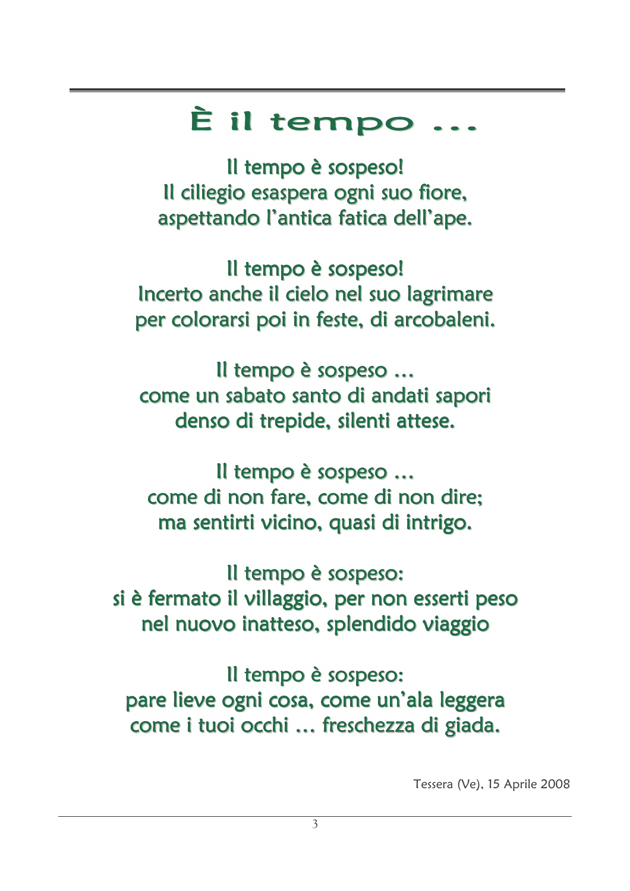# È il tempo ...

Il tempo è sospeso!
Il ciliegio esaspera ogni suo fiore,
aspettando l'antica fatica dell'ape.

Il tempo è sospeso!
Incerto anche il cielo nel suo lagrimare
per colorarsi poi in feste, di arcobaleni.

Il tempo è sospeso …
come un sabato santo di andati sapori
denso di trepide, silenti attese.

Il tempo è sospeso …
come di non fare, come di non dire;
ma sentirti vicino, quasi di intrigo.

Il tempo è sospeso:
si è fermato il villaggio, per non esserti peso
nel nuovo inatteso, splendido viaggio

Il tempo è sospeso:
pare lieve ogni cosa, come un'ala leggera
come i tuoi occhi … freschezza di giada.

Tessera (Ve), 15 Aprile 2008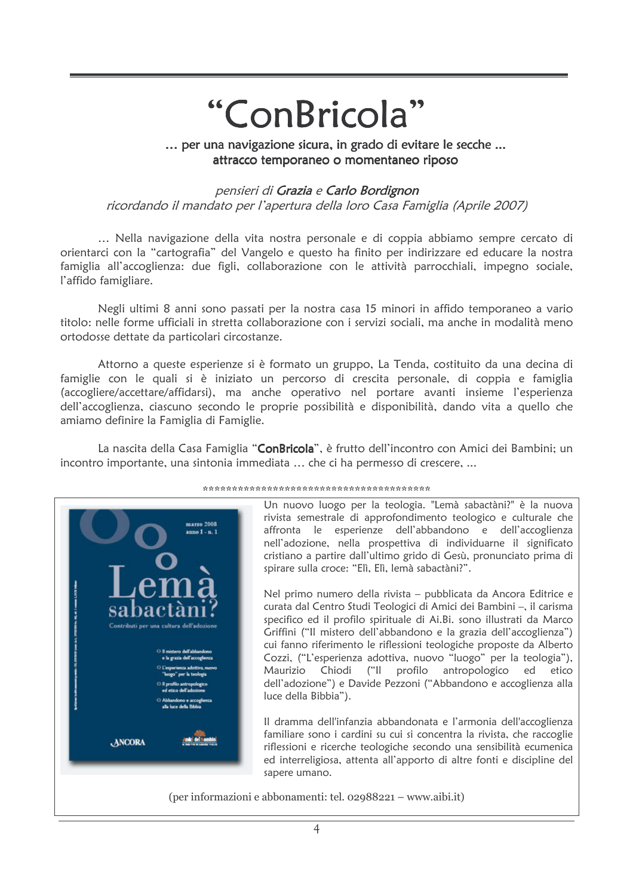# "ConBricola"

**… per una navigazione sicura, in grado di evitare le secche …**
**attracco temporaneo o momentaneo riposo**

*pensieri di **Grazia** e **Carlo Bordignon***
*ricordando il mandato per l'apertura della loro Casa Famiglia (Aprile 2007)*

… Nella navigazione della vita nostra personale e di coppia abbiamo sempre cercato di orientarci con la "cartografia" del Vangelo e questo ha finito per indirizzare ed educare la nostra famiglia all'accoglienza: due figli, collaborazione con le attività parrocchiali, impegno sociale, l'affido famigliare.

Negli ultimi 8 anni sono passati per la nostra casa 15 minori in affido temporaneo a vario titolo: nelle forme ufficiali in stretta collaborazione con i servizi sociali, ma anche in modalità meno ortodosse dettate da particolari circostanze.

Attorno a queste esperienze si è formato un gruppo, La Tenda, costituito da una decina di famiglie con le quali si è iniziato un percorso di crescita personale, di coppia e famiglia (accogliere/accettare/affidarsi), ma anche operativo nel portare avanti insieme l'esperienza dell'accoglienza, ciascuno secondo le proprie possibilità e disponibilità, dando vita a quello che amiamo definire la Famiglia di Famiglie.

La nascita della Casa Famiglia "**ConBricola**", è frutto dell'incontro con Amici dei Bambini; un incontro importante, una sintonia immediata … che ci ha permesso di crescere, ...

\*\*\*\*\*\*\*\*\*\*\*\*\*\*\*\*\*\*\*\*\*\*\*\*\*\*\*\*\*\*\*\*\*\*\*\*\*\*\*\*\*\*\*

Un nuovo luogo per la teologia. "Lemà sabactàni?" è la nuova rivista semestrale di approfondimento teologico e culturale che affronta le esperienze dell'abbandono e dell'accoglienza nell'adozione, nella prospettiva di individuarne il significato cristiano a partire dall'ultimo grido di Gesù, pronunciato prima di spirare sulla croce: "Elì, Elì, lemà sabactàni?".

Nel primo numero della rivista – pubblicata da Ancora Editrice e curata dal Centro Studi Teologici di Amici dei Bambini –, il carisma specifico ed il profilo spirituale di Ai.Bi. sono illustrati da Marco Griffini ("Il mistero dell'abbandono e la grazia dell'accoglienza") cui fanno riferimento le riflessioni teologiche proposte da Alberto Cozzi, ("L'esperienza adottiva, nuovo "luogo" per la teologia"), Maurizio Chiodi ("Il profilo antropologico ed etico dell'adozione") e Davide Pezzoni ("Abbandono e accoglienza alla luce della Bibbia").

Il dramma dell'infanzia abbandonata e l'armonia dell'accoglienza familiare sono i cardini su cui si concentra la rivista, che raccoglie riflessioni e ricerche teologiche secondo una sensibilità ecumenica ed interreligiosa, attenta all'apporto di altre fonti e discipline del sapere umano.

(per informazioni e abbonamenti: tel. 02988221 – www.aibi.it)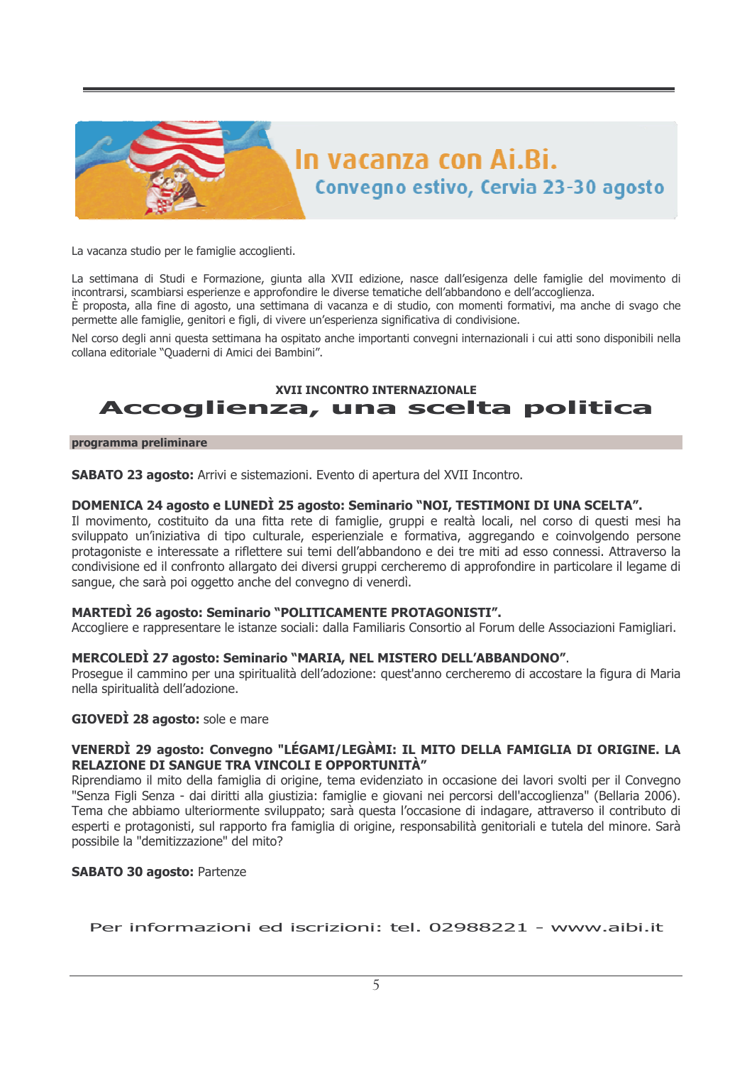# In vacanza con Ai.Bi.

## Convegno estivo, Cervia 23-30 agosto

La vacanza studio per le famiglie accoglienti.

La settimana di Studi e Formazione, giunta alla XVII edizione, nasce dall'esigenza delle famiglie del movimento di incontrarsi, scambiarsi esperienze e approfondire le diverse tematiche dell'abbandono e dell'accoglienza.
È proposta, alla fine di agosto, una settimana di vacanza e di studio, con momenti formativi, ma anche di svago che permette alle famiglie, genitori e figli, di vivere un'esperienza significativa di condivisione.

Nel corso degli anni questa settimana ha ospitato anche importanti convegni internazionali i cui atti sono disponibili nella collana editoriale "Quaderni di Amici dei Bambini".

### XVII INCONTRO INTERNAZIONALE

## Accoglienza, una scelta politica

**programma preliminare**

**SABATO 23 agosto:** Arrivi e sistemazioni. Evento di apertura del XVII Incontro.

**DOMENICA 24 agosto e LUNEDÌ 25 agosto: Seminario "NOI, TESTIMONI DI UNA SCELTA".**
Il movimento, costituito da una fitta rete di famiglie, gruppi e realtà locali, nel corso di questi mesi ha sviluppato un'iniziativa di tipo culturale, esperienziale e formativa, aggregando e coinvolgendo persone protagoniste e interessate a riflettere sui temi dell'abbandono e dei tre miti ad esso connessi. Attraverso la condivisione ed il confronto allargato dei diversi gruppi cercheremo di approfondire in particolare il legame di sangue, che sarà poi oggetto anche del convegno di venerdì.

**MARTEDÌ 26 agosto: Seminario "POLITICAMENTE PROTAGONISTI".**
Accogliere e rappresentare le istanze sociali: dalla Familiaris Consortio al Forum delle Associazioni Famigliari.

**MERCOLEDÌ 27 agosto: Seminario "MARIA, NEL MISTERO DELL'ABBANDONO"**.
Prosegue il cammino per una spiritualità dell'adozione: quest'anno cercheremo di accostare la figura di Maria nella spiritualità dell'adozione.

**GIOVEDÌ 28 agosto:** sole e mare

**VENERDÌ 29 agosto: Convegno "LÉGAMI/LEGÀMI: IL MITO DELLA FAMIGLIA DI ORIGINE. LA RELAZIONE DI SANGUE TRA VINCOLI E OPPORTUNITÀ"**
Riprendiamo il mito della famiglia di origine, tema evidenziato in occasione dei lavori svolti per il Convegno "Senza Figli Senza - dai diritti alla giustizia: famiglie e giovani nei percorsi dell'accoglienza" (Bellaria 2006). Tema che abbiamo ulteriormente sviluppato; sarà questa l'occasione di indagare, attraverso il contributo di esperti e protagonisti, sul rapporto fra famiglia di origine, responsabilità genitoriali e tutela del minore. Sarà possibile la "demitizzazione" del mito?

**SABATO 30 agosto:** Partenze

Per informazioni ed iscrizioni: tel. 02988221 - www.aibi.it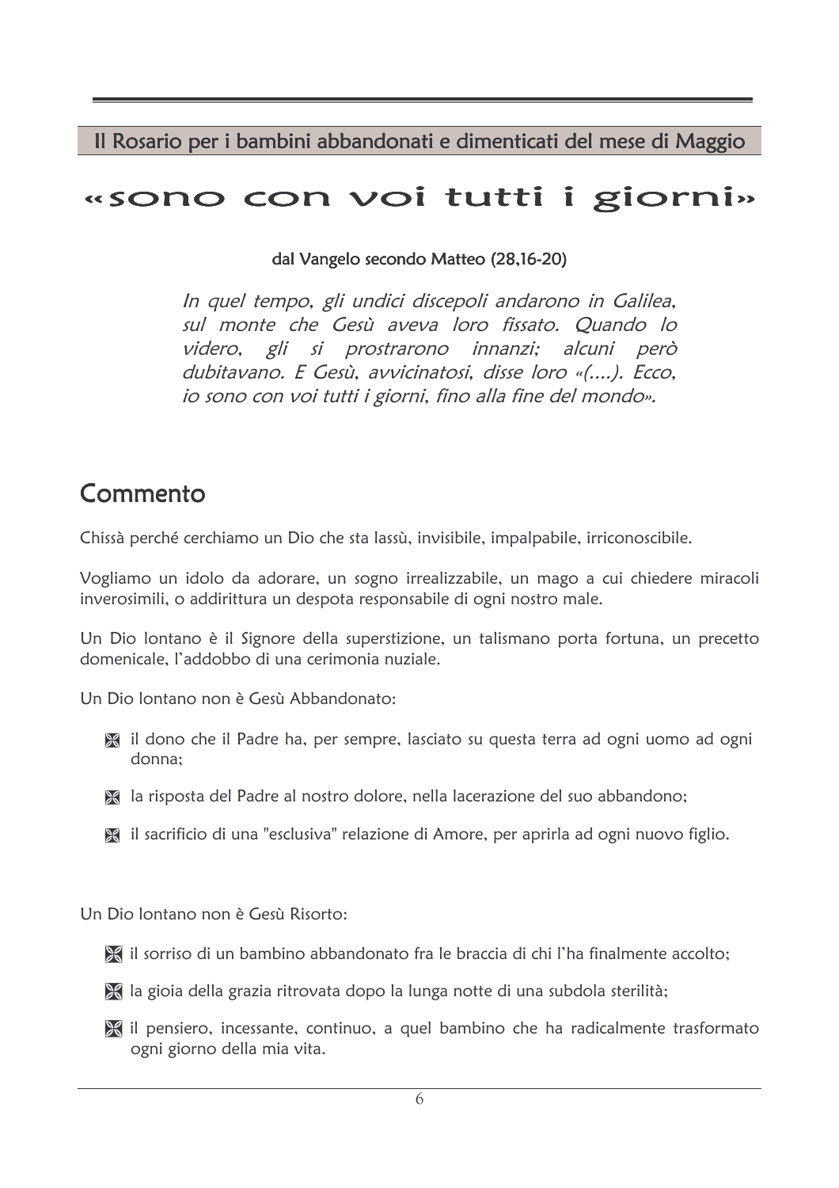Il Rosario per i bambini abbandonati e dimenticati del mese di Maggio

# «sono con voi tutti i giorni»

dal Vangelo secondo Matteo (28,16-20)

*In quel tempo, gli undici discepoli andarono in Galilea, sul monte che Gesù aveva loro fissato. Quando lo videro, gli si prostrarono innanzi; alcuni però dubitavano. E Gesù, avvicinatosi, disse loro «(....). Ecco, io sono con voi tutti i giorni, fino alla fine del mondo».*

## Commento

Chissà perché cerchiamo un Dio che sta lassù, invisibile, impalpabile, irriconoscibile.

Vogliamo un idolo da adorare, un sogno irrealizzabile, un mago a cui chiedere miracoli inverosimili, o addirittura un despota responsabile di ogni nostro male.

Un Dio lontano è il Signore della superstizione, un talismano porta fortuna, un precetto domenicale, l'addobbo di una cerimonia nuziale.

Un Dio lontano non è Gesù Abbandonato:

- il dono che il Padre ha, per sempre, lasciato su questa terra ad ogni uomo ad ogni donna;
- la risposta del Padre al nostro dolore, nella lacerazione del suo abbandono;
- il sacrificio di una "esclusiva" relazione di Amore, per aprirla ad ogni nuovo figlio.

Un Dio lontano non è Gesù Risorto:

- il sorriso di un bambino abbandonato fra le braccia di chi l'ha finalmente accolto;
- la gioia della grazia ritrovata dopo la lunga notte di una subdola sterilità;
- il pensiero, incessante, continuo, a quel bambino che ha radicalmente trasformato ogni giorno della mia vita.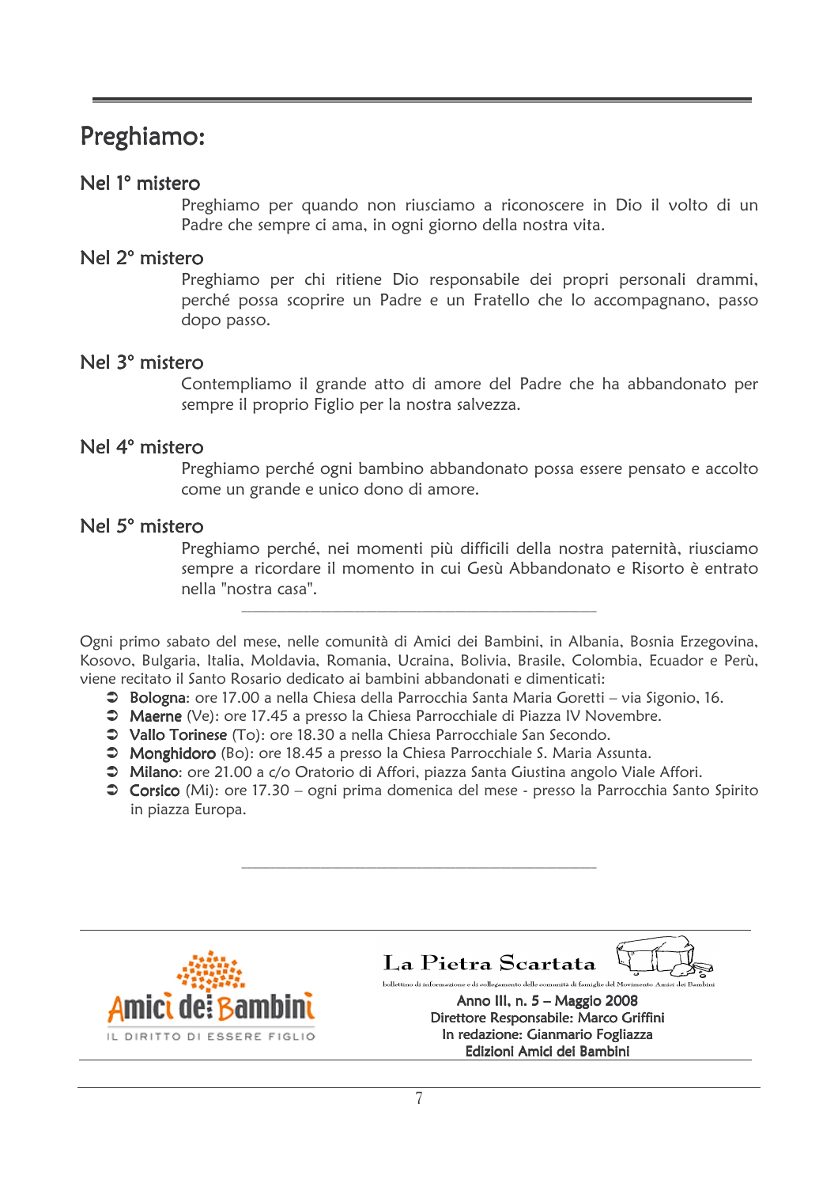## Preghiamo:

### Nel 1° mistero

Preghiamo per quando non riusciamo a riconoscere in Dio il volto di un Padre che sempre ci ama, in ogni giorno della nostra vita.

### Nel 2° mistero

Preghiamo per chi ritiene Dio responsabile dei propri personali drammi, perché possa scoprire un Padre e un Fratello che lo accompagnano, passo dopo passo.

### Nel 3° mistero

Contempliamo il grande atto di amore del Padre che ha abbandonato per sempre il proprio Figlio per la nostra salvezza.

### Nel 4° mistero

Preghiamo perché ogni bambino abbandonato possa essere pensato e accolto come un grande e unico dono di amore.

### Nel 5° mistero

Preghiamo perché, nei momenti più difficili della nostra paternità, riusciamo sempre a ricordare il momento in cui Gesù Abbandonato e Risorto è entrato nella "nostra casa".

---

Ogni primo sabato del mese, nelle comunità di Amici dei Bambini, in Albania, Bosnia Erzegovina, Kosovo, Bulgaria, Italia, Moldavia, Romania, Ucraina, Bolivia, Brasile, Colombia, Ecuador e Perù, viene recitato il Santo Rosario dedicato ai bambini abbandonati e dimenticati:

- **Bologna**: ore 17.00 a nella Chiesa della Parrocchia Santa Maria Goretti – via Sigonio, 16.
- **Maerne** (Ve): ore 17.45 a presso la Chiesa Parrocchiale di Piazza IV Novembre.
- **Vallo Torinese** (To): ore 18.30 a nella Chiesa Parrocchiale San Secondo.
- **Monghidoro** (Bo): ore 18.45 a presso la Chiesa Parrocchiale S. Maria Assunta.
- **Milano**: ore 21.00 a c/o Oratorio di Affori, piazza Santa Giustina angolo Viale Affori.
- **Corsico** (Mi): ore 17.30 – ogni prima domenica del mese - presso la Parrocchia Santo Spirito in piazza Europa.

---

Amici dei Bambini
IL DIRITTO DI ESSERE FIGLIO

La Pietra Scartata
bollettino di informazione e di collegamento delle comunità di famiglie del Movimento Amici dei Bambini

Anno III, n. 5 – Maggio 2008
Direttore Responsabile: Marco Griffini
In redazione: Gianmario Fogliazza
Edizioni Amici dei Bambini